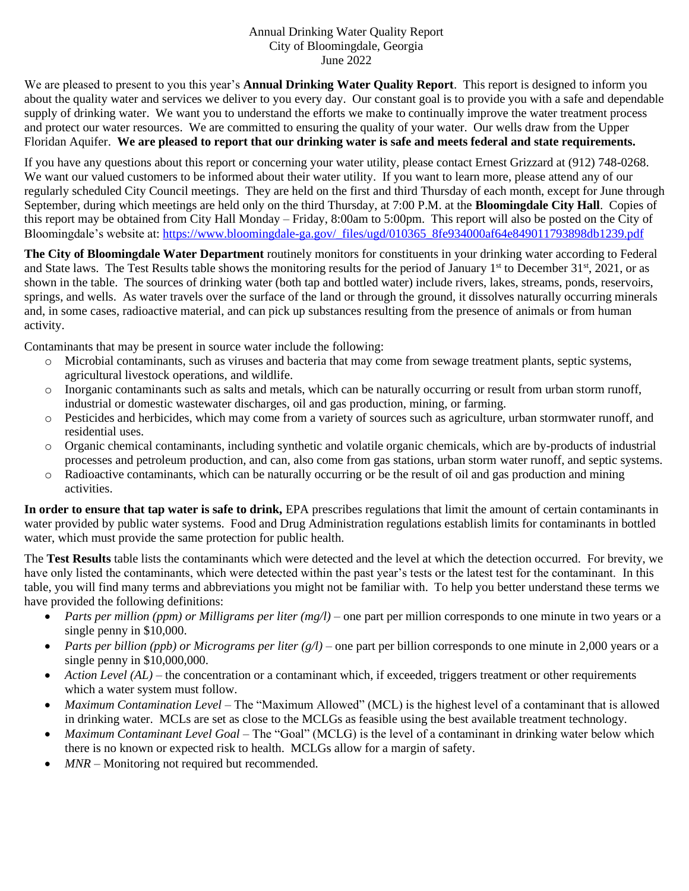Annual Drinking Water Quality Report
City of Bloomingdale, Georgia
June 2022

We are pleased to present to you this year's **Annual Drinking Water Quality Report**. This report is designed to inform you about the quality water and services we deliver to you every day. Our constant goal is to provide you with a safe and dependable supply of drinking water. We want you to understand the efforts we make to continually improve the water treatment process and protect our water resources. We are committed to ensuring the quality of your water. Our wells draw from the Upper Floridan Aquifer. **We are pleased to report that our drinking water is safe and meets federal and state requirements.**

If you have any questions about this report or concerning your water utility, please contact Ernest Grizzard at (912) 748-0268. We want our valued customers to be informed about their water utility. If you want to learn more, please attend any of our regularly scheduled City Council meetings. They are held on the first and third Thursday of each month, except for June through September, during which meetings are held only on the third Thursday, at 7:00 P.M. at the **Bloomingdale City Hall**. Copies of this report may be obtained from City Hall Monday – Friday, 8:00am to 5:00pm. This report will also be posted on the City of Bloomingdale's website at: [https://www.bloomingdale-ga.gov/_files/ugd/010365_8fe934000af64e849011793898db1239.pdf](https://www.bloomingdale-ga.gov/_files/ugd/010365_8fe934000af64e849011793898db1239.pdf)

**The City of Bloomingdale Water Department** routinely monitors for constituents in your drinking water according to Federal and State laws. The Test Results table shows the monitoring results for the period of January 1st to December 31st, 2021, or as shown in the table. The sources of drinking water (both tap and bottled water) include rivers, lakes, streams, ponds, reservoirs, springs, and wells. As water travels over the surface of the land or through the ground, it dissolves naturally occurring minerals and, in some cases, radioactive material, and can pick up substances resulting from the presence of animals or from human activity.

Contaminants that may be present in source water include the following:

- Microbial contaminants, such as viruses and bacteria that may come from sewage treatment plants, septic systems, agricultural livestock operations, and wildlife.
- Inorganic contaminants such as salts and metals, which can be naturally occurring or result from urban storm runoff, industrial or domestic wastewater discharges, oil and gas production, mining, or farming.
- Pesticides and herbicides, which may come from a variety of sources such as agriculture, urban stormwater runoff, and residential uses.
- Organic chemical contaminants, including synthetic and volatile organic chemicals, which are by-products of industrial processes and petroleum production, and can, also come from gas stations, urban storm water runoff, and septic systems.
- Radioactive contaminants, which can be naturally occurring or be the result of oil and gas production and mining activities.

**In order to ensure that tap water is safe to drink,** EPA prescribes regulations that limit the amount of certain contaminants in water provided by public water systems. Food and Drug Administration regulations establish limits for contaminants in bottled water, which must provide the same protection for public health.

The **Test Results** table lists the contaminants which were detected and the level at which the detection occurred. For brevity, we have only listed the contaminants, which were detected within the past year's tests or the latest test for the contaminant. In this table, you will find many terms and abbreviations you might not be familiar with. To help you better understand these terms we have provided the following definitions:

- *Parts per million (ppm) or Milligrams per liter (mg/l)* – one part per million corresponds to one minute in two years or a single penny in $10,000.
- *Parts per billion (ppb) or Micrograms per liter (g/l)* – one part per billion corresponds to one minute in 2,000 years or a single penny in $10,000,000.
- *Action Level (AL)* – the concentration or a contaminant which, if exceeded, triggers treatment or other requirements which a water system must follow.
- *Maximum Contamination Level* – The "Maximum Allowed" (MCL) is the highest level of a contaminant that is allowed in drinking water. MCLs are set as close to the MCLGs as feasible using the best available treatment technology.
- *Maximum Contaminant Level Goal* – The "Goal" (MCLG) is the level of a contaminant in drinking water below which there is no known or expected risk to health. MCLGs allow for a margin of safety.
- *MNR* – Monitoring not required but recommended.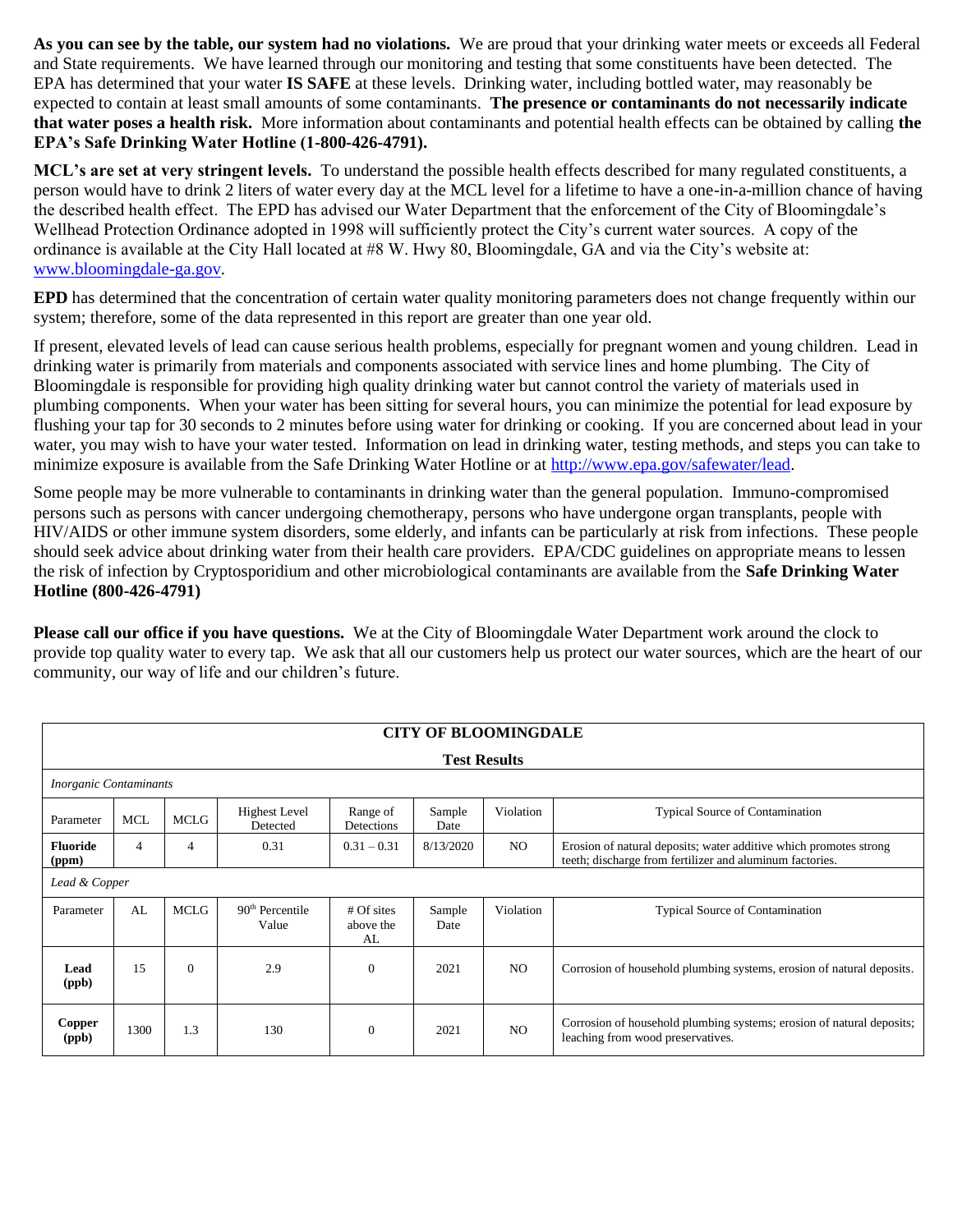**As you can see by the table, our system had no violations.** We are proud that your drinking water meets or exceeds all Federal and State requirements. We have learned through our monitoring and testing that some constituents have been detected. The EPA has determined that your water **IS SAFE** at these levels. Drinking water, including bottled water, may reasonably be expected to contain at least small amounts of some contaminants. **The presence or contaminants do not necessarily indicate that water poses a health risk.** More information about contaminants and potential health effects can be obtained by calling **the EPA's Safe Drinking Water Hotline (1-800-426-4791).**

**MCL's are set at very stringent levels.** To understand the possible health effects described for many regulated constituents, a person would have to drink 2 liters of water every day at the MCL level for a lifetime to have a one-in-a-million chance of having the described health effect. The EPD has advised our Water Department that the enforcement of the City of Bloomingdale's Wellhead Protection Ordinance adopted in 1998 will sufficiently protect the City's current water sources. A copy of the ordinance is available at the City Hall located at #8 W. Hwy 80, Bloomingdale, GA and via the City's website at: www.bloomingdale-ga.gov.

**EPD** has determined that the concentration of certain water quality monitoring parameters does not change frequently within our system; therefore, some of the data represented in this report are greater than one year old.

If present, elevated levels of lead can cause serious health problems, especially for pregnant women and young children. Lead in drinking water is primarily from materials and components associated with service lines and home plumbing. The City of Bloomingdale is responsible for providing high quality drinking water but cannot control the variety of materials used in plumbing components. When your water has been sitting for several hours, you can minimize the potential for lead exposure by flushing your tap for 30 seconds to 2 minutes before using water for drinking or cooking. If you are concerned about lead in your water, you may wish to have your water tested. Information on lead in drinking water, testing methods, and steps you can take to minimize exposure is available from the Safe Drinking Water Hotline or at http://www.epa.gov/safewater/lead.

Some people may be more vulnerable to contaminants in drinking water than the general population. Immuno-compromised persons such as persons with cancer undergoing chemotherapy, persons who have undergone organ transplants, people with HIV/AIDS or other immune system disorders, some elderly, and infants can be particularly at risk from infections. These people should seek advice about drinking water from their health care providers. EPA/CDC guidelines on appropriate means to lessen the risk of infection by Cryptosporidium and other microbiological contaminants are available from the **Safe Drinking Water Hotline (800-426-4791)**

**Please call our office if you have questions.** We at the City of Bloomingdale Water Department work around the clock to provide top quality water to every tap. We ask that all our customers help us protect our water sources, which are the heart of our community, our way of life and our children's future.

| **CITY OF BLOOMINGDALE Test Results** | | | | | | | |
|---|---|---|---|---|---|---|---|
| *Inorganic Contaminants* | | | | | | | |
| Parameter | MCL | MCLG | Highest Level Detected | Range of Detections | Sample Date | Violation | Typical Source of Contamination |
| **Fluoride (ppm)** | 4 | 4 | 0.31 | 0.31 – 0.31 | 8/13/2020 | NO | Erosion of natural deposits; water additive which promotes strong teeth; discharge from fertilizer and aluminum factories. |
| *Lead & Copper* | | | | | | | |
| Parameter | AL | MCLG | 90th Percentile Value | # Of sites above the AL | Sample Date | Violation | Typical Source of Contamination |
| **Lead (ppb)** | 15 | 0 | 2.9 | 0 | 2021 | NO | Corrosion of household plumbing systems, erosion of natural deposits. |
| **Copper (ppb)** | 1300 | 1.3 | 130 | 0 | 2021 | NO | Corrosion of household plumbing systems; erosion of natural deposits; leaching from wood preservatives. |